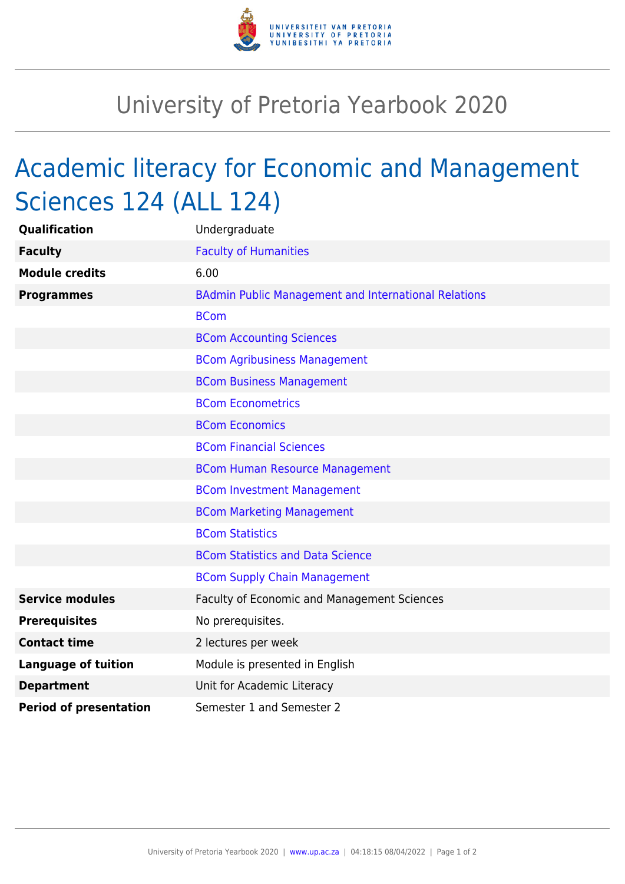# University of Pretoria Yearbook 2020

## Academic literacy for Economic and Management Sciences 124 (ALL 124)

| | |
|---|---|
| **Qualification** | Undergraduate |
| **Faculty** | Faculty of Humanities |
| **Module credits** | 6.00 |
| **Programmes** | BAdmin Public Management and International Relations |
| | BCom |
| | BCom Accounting Sciences |
| | BCom Agribusiness Management |
| | BCom Business Management |
| | BCom Econometrics |
| | BCom Economics |
| | BCom Financial Sciences |
| | BCom Human Resource Management |
| | BCom Investment Management |
| | BCom Marketing Management |
| | BCom Statistics |
| | BCom Statistics and Data Science |
| | BCom Supply Chain Management |
| **Service modules** | Faculty of Economic and Management Sciences |
| **Prerequisites** | No prerequisites. |
| **Contact time** | 2 lectures per week |
| **Language of tuition** | Module is presented in English |
| **Department** | Unit for Academic Literacy |
| **Period of presentation** | Semester 1 and Semester 2 |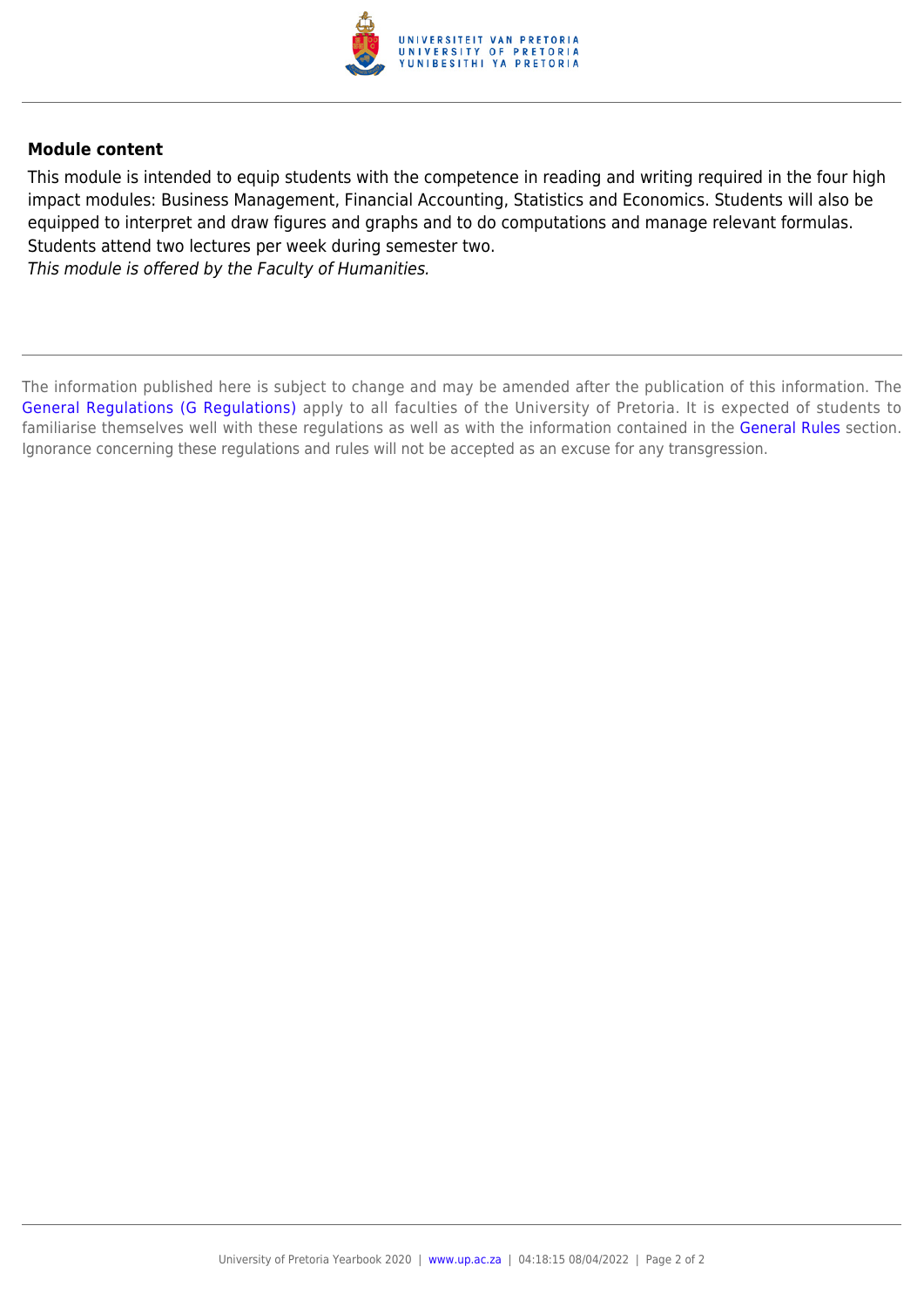**Module content**

This module is intended to equip students with the competence in reading and writing required in the four high impact modules: Business Management, Financial Accounting, Statistics and Economics. Students will also be equipped to interpret and draw figures and graphs and to do computations and manage relevant formulas. Students attend two lectures per week during semester two.
*This module is offered by the Faculty of Humanities.*

---

The information published here is subject to change and may be amended after the publication of this information. The General Regulations (G Regulations) apply to all faculties of the University of Pretoria. It is expected of students to familiarise themselves well with these regulations as well as with the information contained in the General Rules section. Ignorance concerning these regulations and rules will not be accepted as an excuse for any transgression.